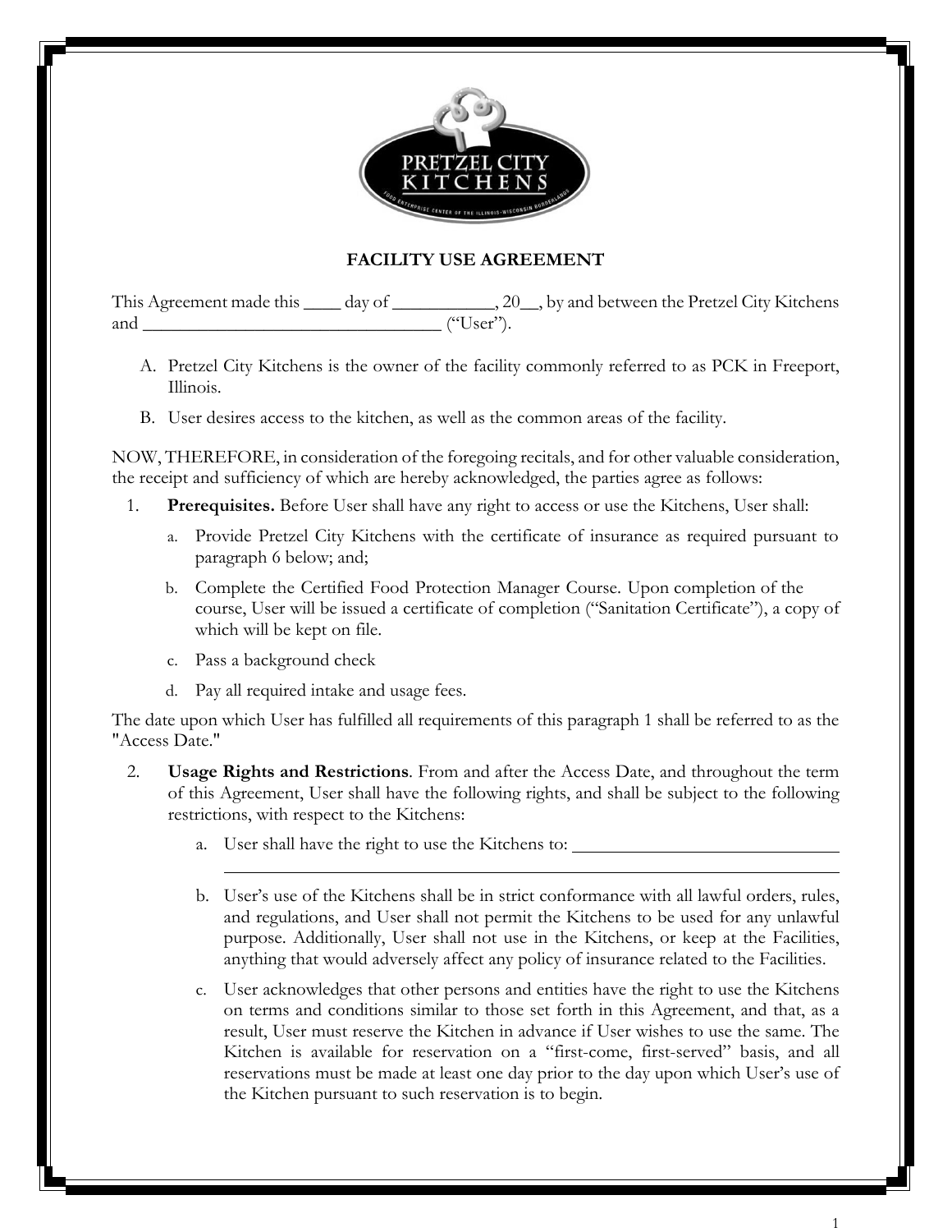# FACILITY USE AGREEMENT

This Agreement made this ____ day of ___________, 20__, by and between the Pretzel City Kitchens and _________________________________ ("User").

A. Pretzel City Kitchens is the owner of the facility commonly referred to as PCK in Freeport, Illinois.

B. User desires access to the kitchen, as well as the common areas of the facility.

NOW, THEREFORE, in consideration of the foregoing recitals, and for other valuable consideration, the receipt and sufficiency of which are hereby acknowledged, the parties agree as follows:

1. **Prerequisites.** Before User shall have any right to access or use the Kitchens, User shall:

   a. Provide Pretzel City Kitchens with the certificate of insurance as required pursuant to paragraph 6 below; and;

   b. Complete the Certified Food Protection Manager Course. Upon completion of the course, User will be issued a certificate of completion ("Sanitation Certificate"), a copy of which will be kept on file.

   c. Pass a background check

   d. Pay all required intake and usage fees.

The date upon which User has fulfilled all requirements of this paragraph 1 shall be referred to as the "Access Date."

2. **Usage Rights and Restrictions**. From and after the Access Date, and throughout the term of this Agreement, User shall have the following rights, and shall be subject to the following restrictions, with respect to the Kitchens:

   a. User shall have the right to use the Kitchens to: ______________________________
   ____________________________________________________________________

   b. User's use of the Kitchens shall be in strict conformance with all lawful orders, rules, and regulations, and User shall not permit the Kitchens to be used for any unlawful purpose. Additionally, User shall not use in the Kitchens, or keep at the Facilities, anything that would adversely affect any policy of insurance related to the Facilities.

   c. User acknowledges that other persons and entities have the right to use the Kitchens on terms and conditions similar to those set forth in this Agreement, and that, as a result, User must reserve the Kitchen in advance if User wishes to use the same. The Kitchen is available for reservation on a "first-come, first-served" basis, and all reservations must be made at least one day prior to the day upon which User's use of the Kitchen pursuant to such reservation is to begin.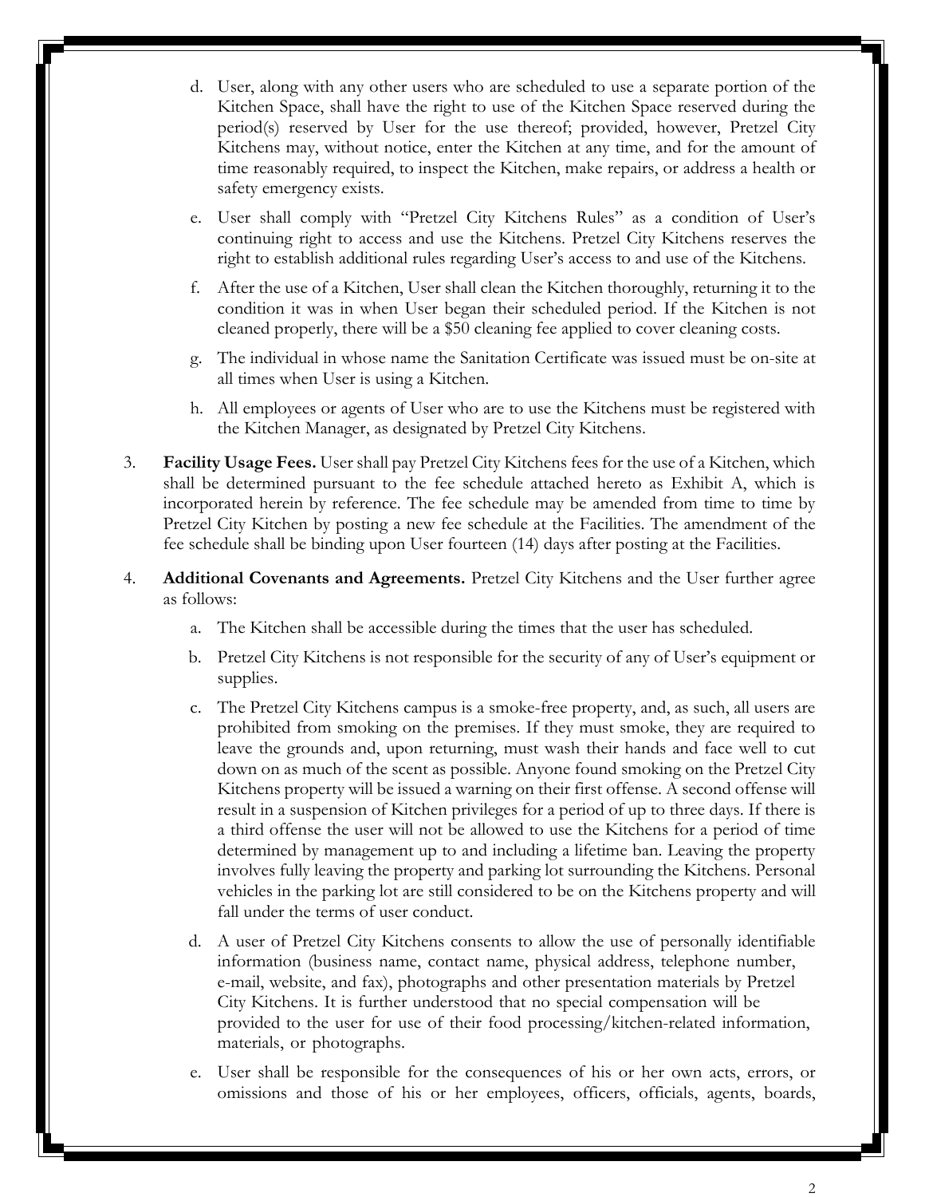d. User, along with any other users who are scheduled to use a separate portion of the Kitchen Space, shall have the right to use of the Kitchen Space reserved during the period(s) reserved by User for the use thereof; provided, however, Pretzel City Kitchens may, without notice, enter the Kitchen at any time, and for the amount of time reasonably required, to inspect the Kitchen, make repairs, or address a health or safety emergency exists.

e. User shall comply with "Pretzel City Kitchens Rules" as a condition of User's continuing right to access and use the Kitchens. Pretzel City Kitchens reserves the right to establish additional rules regarding User's access to and use of the Kitchens.

f. After the use of a Kitchen, User shall clean the Kitchen thoroughly, returning it to the condition it was in when User began their scheduled period. If the Kitchen is not cleaned properly, there will be a $50 cleaning fee applied to cover cleaning costs.

g. The individual in whose name the Sanitation Certificate was issued must be on-site at all times when User is using a Kitchen.

h. All employees or agents of User who are to use the Kitchens must be registered with the Kitchen Manager, as designated by Pretzel City Kitchens.

3. **Facility Usage Fees.** User shall pay Pretzel City Kitchens fees for the use of a Kitchen, which shall be determined pursuant to the fee schedule attached hereto as Exhibit A, which is incorporated herein by reference. The fee schedule may be amended from time to time by Pretzel City Kitchen by posting a new fee schedule at the Facilities. The amendment of the fee schedule shall be binding upon User fourteen (14) days after posting at the Facilities.

4. **Additional Covenants and Agreements.** Pretzel City Kitchens and the User further agree as follows:

   a. The Kitchen shall be accessible during the times that the user has scheduled.

   b. Pretzel City Kitchens is not responsible for the security of any of User's equipment or supplies.

   c. The Pretzel City Kitchens campus is a smoke-free property, and, as such, all users are prohibited from smoking on the premises. If they must smoke, they are required to leave the grounds and, upon returning, must wash their hands and face well to cut down on as much of the scent as possible. Anyone found smoking on the Pretzel City Kitchens property will be issued a warning on their first offense. A second offense will result in a suspension of Kitchen privileges for a period of up to three days. If there is a third offense the user will not be allowed to use the Kitchens for a period of time determined by management up to and including a lifetime ban. Leaving the property involves fully leaving the property and parking lot surrounding the Kitchens. Personal vehicles in the parking lot are still considered to be on the Kitchens property and will fall under the terms of user conduct.

   d. A user of Pretzel City Kitchens consents to allow the use of personally identifiable information (business name, contact name, physical address, telephone number, e-mail, website, and fax), photographs and other presentation materials by Pretzel City Kitchens. It is further understood that no special compensation will be provided to the user for use of their food processing/kitchen-related information, materials, or photographs.

   e. User shall be responsible for the consequences of his or her own acts, errors, or omissions and those of his or her employees, officers, officials, agents, boards,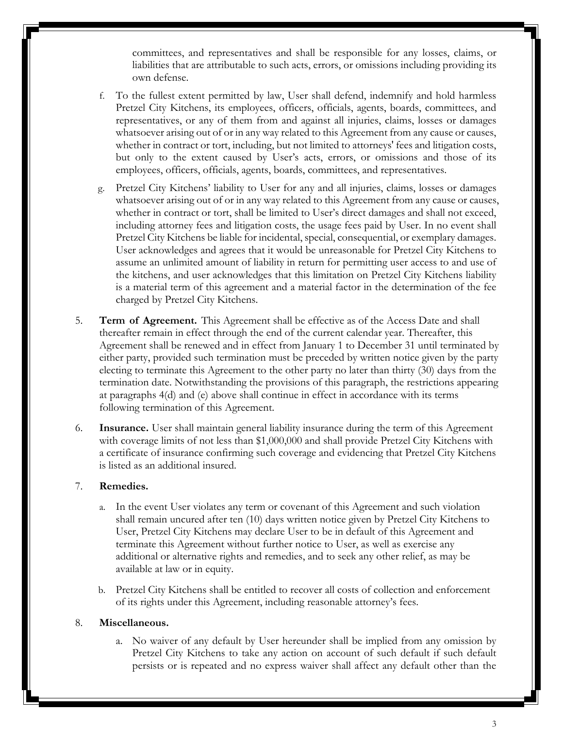committees, and representatives and shall be responsible for any losses, claims, or liabilities that are attributable to such acts, errors, or omissions including providing its own defense.

f. To the fullest extent permitted by law, User shall defend, indemnify and hold harmless Pretzel City Kitchens, its employees, officers, officials, agents, boards, committees, and representatives, or any of them from and against all injuries, claims, losses or damages whatsoever arising out of or in any way related to this Agreement from any cause or causes, whether in contract or tort, including, but not limited to attorneys' fees and litigation costs, but only to the extent caused by User's acts, errors, or omissions and those of its employees, officers, officials, agents, boards, committees, and representatives.

g. Pretzel City Kitchens' liability to User for any and all injuries, claims, losses or damages whatsoever arising out of or in any way related to this Agreement from any cause or causes, whether in contract or tort, shall be limited to User's direct damages and shall not exceed, including attorney fees and litigation costs, the usage fees paid by User. In no event shall Pretzel City Kitchens be liable for incidental, special, consequential, or exemplary damages. User acknowledges and agrees that it would be unreasonable for Pretzel City Kitchens to assume an unlimited amount of liability in return for permitting user access to and use of the kitchens, and user acknowledges that this limitation on Pretzel City Kitchens liability is a material term of this agreement and a material factor in the determination of the fee charged by Pretzel City Kitchens.

5. **Term of Agreement.** This Agreement shall be effective as of the Access Date and shall thereafter remain in effect through the end of the current calendar year. Thereafter, this Agreement shall be renewed and in effect from January 1 to December 31 until terminated by either party, provided such termination must be preceded by written notice given by the party electing to terminate this Agreement to the other party no later than thirty (30) days from the termination date. Notwithstanding the provisions of this paragraph, the restrictions appearing at paragraphs 4(d) and (e) above shall continue in effect in accordance with its terms following termination of this Agreement.

6. **Insurance.** User shall maintain general liability insurance during the term of this Agreement with coverage limits of not less than $1,000,000 and shall provide Pretzel City Kitchens with a certificate of insurance confirming such coverage and evidencing that Pretzel City Kitchens is listed as an additional insured.

7. **Remedies.**

a. In the event User violates any term or covenant of this Agreement and such violation shall remain uncured after ten (10) days written notice given by Pretzel City Kitchens to User, Pretzel City Kitchens may declare User to be in default of this Agreement and terminate this Agreement without further notice to User, as well as exercise any additional or alternative rights and remedies, and to seek any other relief, as may be available at law or in equity.

b. Pretzel City Kitchens shall be entitled to recover all costs of collection and enforcement of its rights under this Agreement, including reasonable attorney's fees.

8. **Miscellaneous.**

a. No waiver of any default by User hereunder shall be implied from any omission by Pretzel City Kitchens to take any action on account of such default if such default persists or is repeated and no express waiver shall affect any default other than the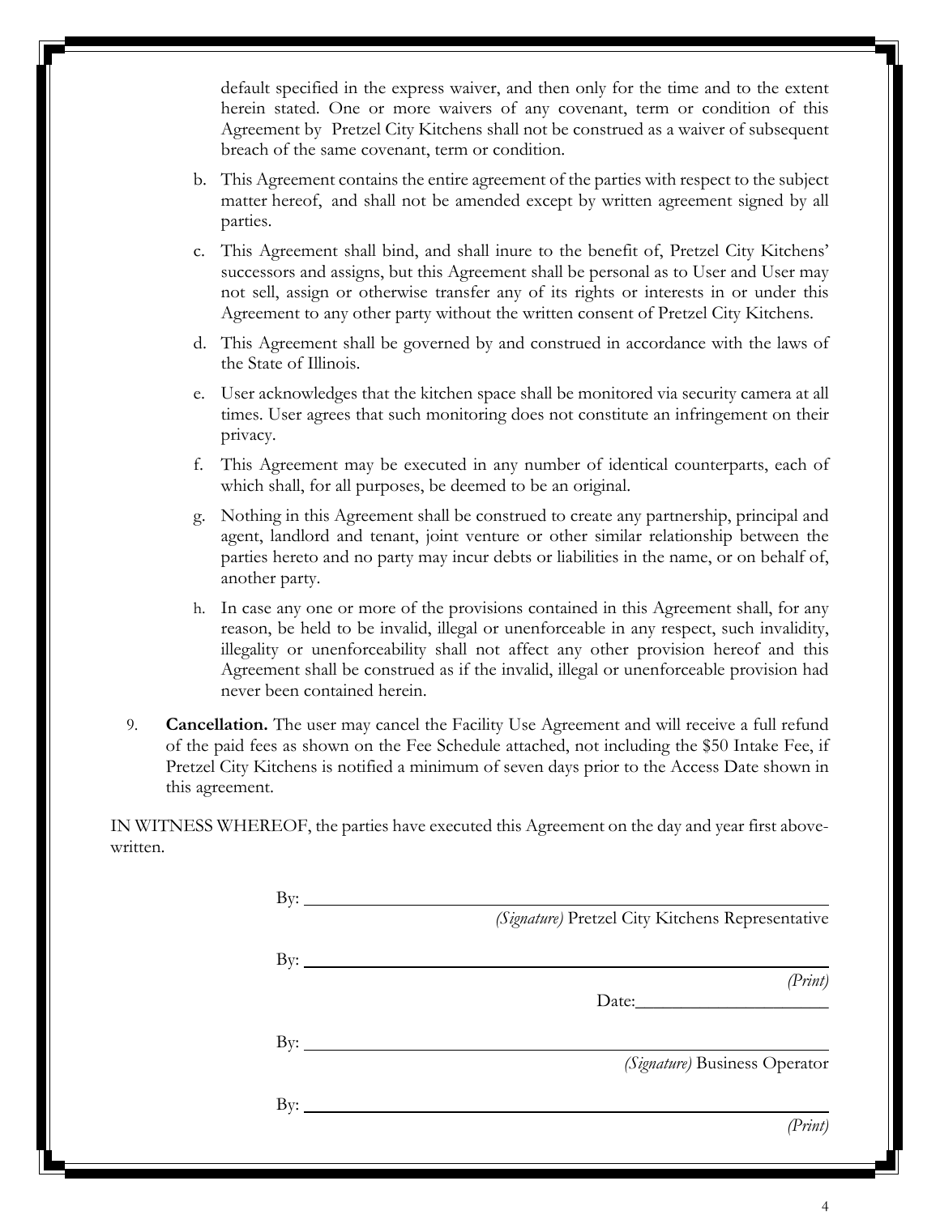default specified in the express waiver, and then only for the time and to the extent herein stated. One or more waivers of any covenant, term or condition of this Agreement by Pretzel City Kitchens shall not be construed as a waiver of subsequent breach of the same covenant, term or condition.

b. This Agreement contains the entire agreement of the parties with respect to the subject matter hereof, and shall not be amended except by written agreement signed by all parties.

c. This Agreement shall bind, and shall inure to the benefit of, Pretzel City Kitchens' successors and assigns, but this Agreement shall be personal as to User and User may not sell, assign or otherwise transfer any of its rights or interests in or under this Agreement to any other party without the written consent of Pretzel City Kitchens.

d. This Agreement shall be governed by and construed in accordance with the laws of the State of Illinois.

e. User acknowledges that the kitchen space shall be monitored via security camera at all times. User agrees that such monitoring does not constitute an infringement on their privacy.

f. This Agreement may be executed in any number of identical counterparts, each of which shall, for all purposes, be deemed to be an original.

g. Nothing in this Agreement shall be construed to create any partnership, principal and agent, landlord and tenant, joint venture or other similar relationship between the parties hereto and no party may incur debts or liabilities in the name, or on behalf of, another party.

h. In case any one or more of the provisions contained in this Agreement shall, for any reason, be held to be invalid, illegal or unenforceable in any respect, such invalidity, illegality or unenforceability shall not affect any other provision hereof and this Agreement shall be construed as if the invalid, illegal or unenforceable provision had never been contained herein.

9. **Cancellation.** The user may cancel the Facility Use Agreement and will receive a full refund of the paid fees as shown on the Fee Schedule attached, not including the $50 Intake Fee, if Pretzel City Kitchens is notified a minimum of seven days prior to the Access Date shown in this agreement.

IN WITNESS WHEREOF, the parties have executed this Agreement on the day and year first above-written.

By: ______________________________________________
*(Signature)* Pretzel City Kitchens Representative

By: ______________________________________________
*(Print)*

Date: ____________________

By: ______________________________________________
*(Signature)* Business Operator

By: ______________________________________________
*(Print)*